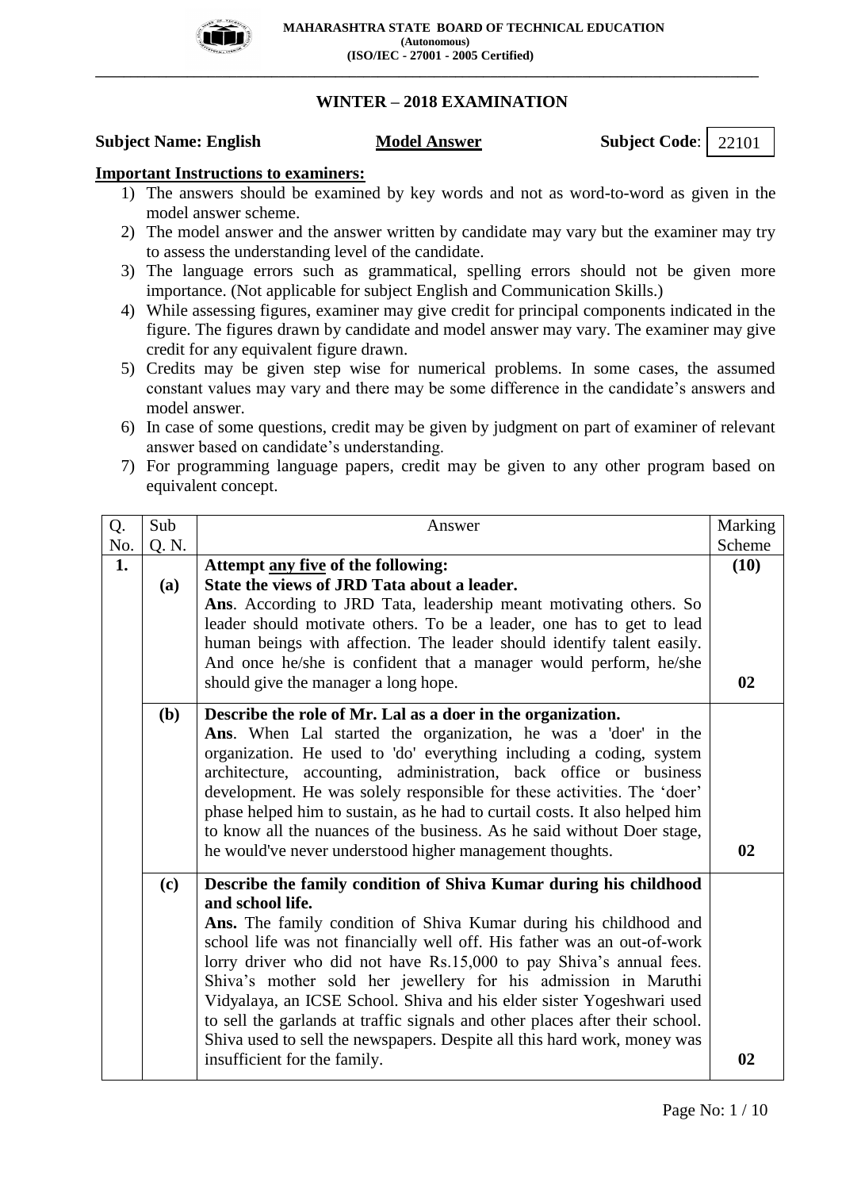**MAHARASHTRA STATE BOARD OF TECHNICAL EDUCATION**
**(Autonomous)**
**(ISO/IEC - 27001 - 2005 Certified)**

## WINTER – 2018 EXAMINATION

**Subject Name: English** **Model Answer** **Subject Code:** 22101

**Important Instructions to examiners:**

1) The answers should be examined by key words and not as word-to-word as given in the model answer scheme.
2) The model answer and the answer written by candidate may vary but the examiner may try to assess the understanding level of the candidate.
3) The language errors such as grammatical, spelling errors should not be given more importance. (Not applicable for subject English and Communication Skills.)
4) While assessing figures, examiner may give credit for principal components indicated in the figure. The figures drawn by candidate and model answer may vary. The examiner may give credit for any equivalent figure drawn.
5) Credits may be given step wise for numerical problems. In some cases, the assumed constant values may vary and there may be some difference in the candidate's answers and model answer.
6) In case of some questions, credit may be given by judgment on part of examiner of relevant answer based on candidate's understanding.
7) For programming language papers, credit may be given to any other program based on equivalent concept.

| Q. No. | Sub Q. N. | Answer | Marking Scheme |
|---|---|---|---|
| **1.** | | **Attempt any five of the following:** | **(10)** |
| | **(a)** | **State the views of JRD Tata about a leader.**<br>**Ans**. According to JRD Tata, leadership meant motivating others. So leader should motivate others. To be a leader, one has to get to lead human beings with affection. The leader should identify talent easily. And once he/she is confident that a manager would perform, he/she should give the manager a long hope. | **02** |
| | **(b)** | **Describe the role of Mr. Lal as a doer in the organization.**<br>**Ans**. When Lal started the organization, he was a 'doer' in the organization. He used to 'do' everything including a coding, system architecture, accounting, administration, back office or business development. He was solely responsible for these activities. The 'doer' phase helped him to sustain, as he had to curtail costs. It also helped him to know all the nuances of the business. As he said without Doer stage, he would've never understood higher management thoughts. | **02** |
| | **(c)** | **Describe the family condition of Shiva Kumar during his childhood and school life.**<br>**Ans.** The family condition of Shiva Kumar during his childhood and school life was not financially well off. His father was an out-of-work lorry driver who did not have Rs.15,000 to pay Shiva's annual fees. Shiva's mother sold her jewellery for his admission in Maruthi Vidyalaya, an ICSE School. Shiva and his elder sister Yogeshwari used to sell the garlands at traffic signals and other places after their school. Shiva used to sell the newspapers. Despite all this hard work, money was insufficient for the family. | **02** |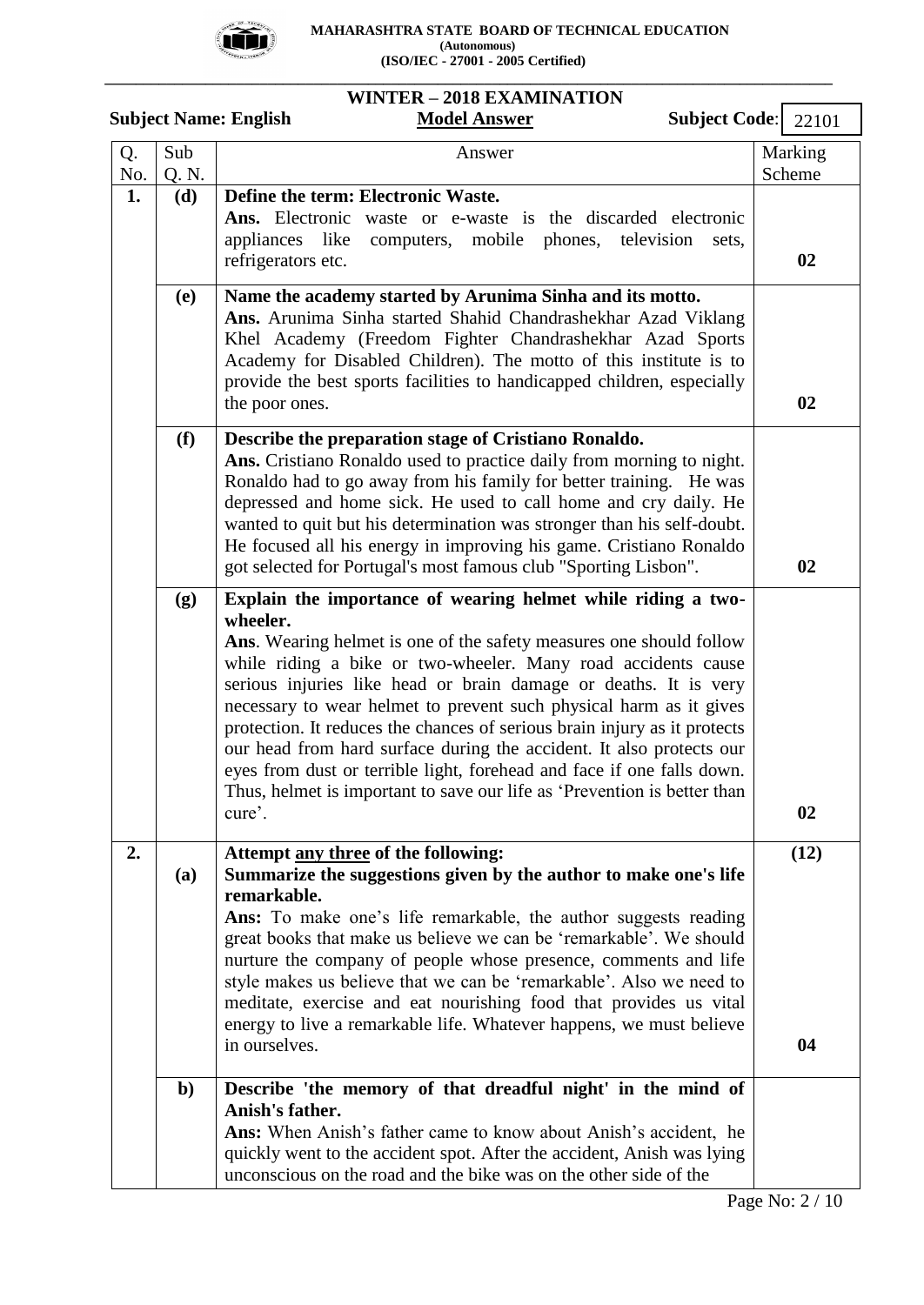**MAHARASHTRA STATE BOARD OF TECHNICAL EDUCATION**
**(Autonomous)**
**(ISO/IEC - 27001 - 2005 Certified)**

## WINTER – 2018 EXAMINATION

**Subject Name: English** **Model Answer** **Subject Code:** 22101

| Q. No. | Sub Q. N. | Answer | Marking Scheme |
|---|---|---|---|
| **1.** | **(d)** | **Define the term: Electronic Waste.**<br>**Ans.** Electronic waste or e-waste is the discarded electronic appliances like computers, mobile phones, television sets, refrigerators etc. | **02** |
| | **(e)** | **Name the academy started by Arunima Sinha and its motto.**<br>**Ans.** Arunima Sinha started Shahid Chandrashekhar Azad Viklang Khel Academy (Freedom Fighter Chandrashekhar Azad Sports Academy for Disabled Children). The motto of this institute is to provide the best sports facilities to handicapped children, especially the poor ones. | **02** |
| | **(f)** | **Describe the preparation stage of Cristiano Ronaldo.**<br>**Ans.** Cristiano Ronaldo used to practice daily from morning to night. Ronaldo had to go away from his family for better training. He was depressed and home sick. He used to call home and cry daily. He wanted to quit but his determination was stronger than his self-doubt. He focused all his energy in improving his game. Cristiano Ronaldo got selected for Portugal's most famous club "Sporting Lisbon". | **02** |
| | **(g)** | **Explain the importance of wearing helmet while riding a two-wheeler.**<br>**Ans**. Wearing helmet is one of the safety measures one should follow while riding a bike or two-wheeler. Many road accidents cause serious injuries like head or brain damage or deaths. It is very necessary to wear helmet to prevent such physical harm as it gives protection. It reduces the chances of serious brain injury as it protects our head from hard surface during the accident. It also protects our eyes from dust or terrible light, forehead and face if one falls down. Thus, helmet is important to save our life as 'Prevention is better than cure'. | **02** |
| **2.** | | **Attempt any three of the following:** | **(12)** |
| | **(a)** | **Summarize the suggestions given by the author to make one's life remarkable.**<br>**Ans:** To make one's life remarkable, the author suggests reading great books that make us believe we can be 'remarkable'. We should nurture the company of people whose presence, comments and life style makes us believe that we can be 'remarkable'. Also we need to meditate, exercise and eat nourishing food that provides us vital energy to live a remarkable life. Whatever happens, we must believe in ourselves. | **04** |
| | **b)** | **Describe 'the memory of that dreadful night' in the mind of Anish's father.**<br>**Ans:** When Anish's father came to know about Anish's accident, he quickly went to the accident spot. After the accident, Anish was lying unconscious on the road and the bike was on the other side of the | |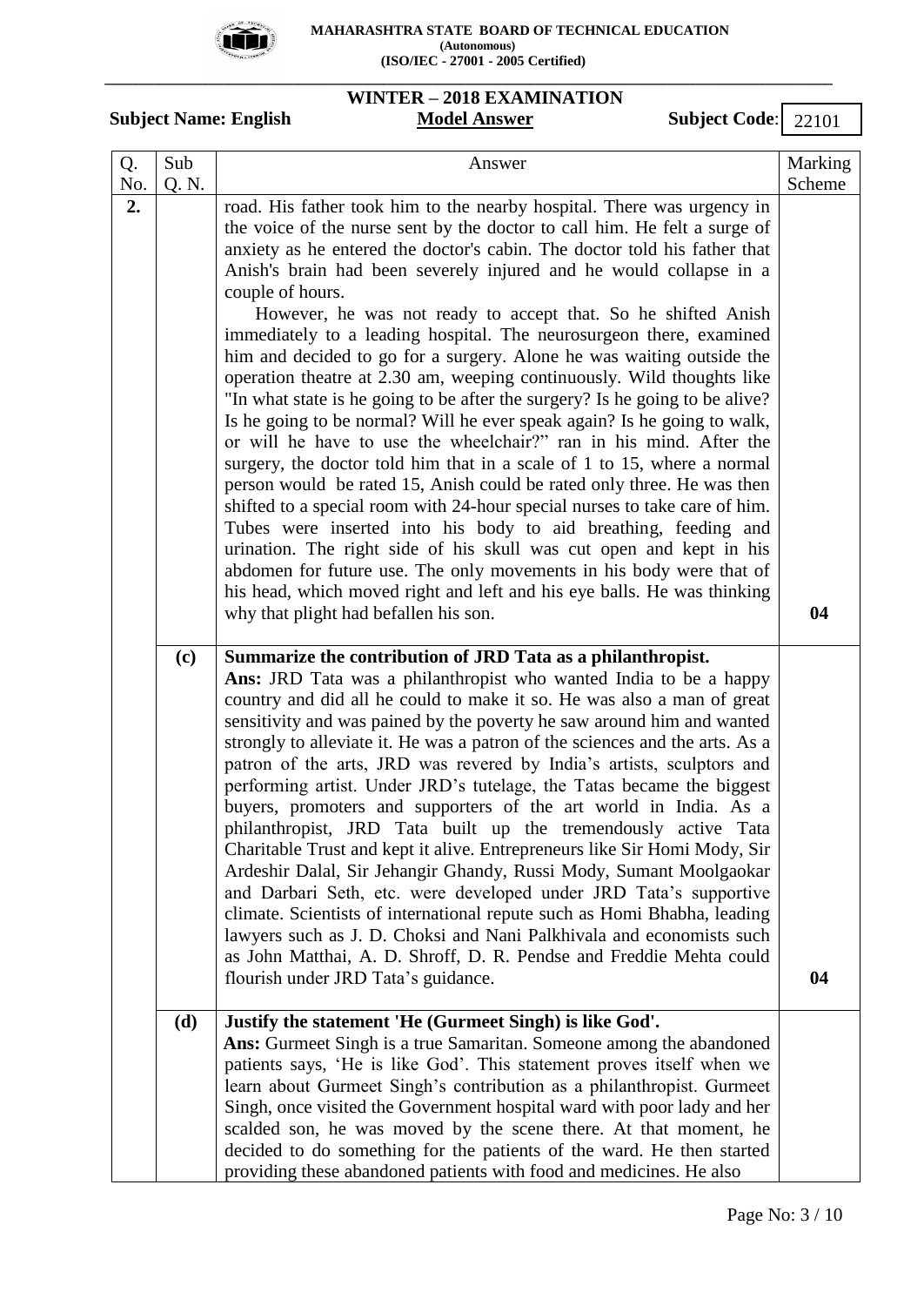**WINTER – 2018 EXAMINATION**

**Subject Name: English** **Model Answer** **Subject Code: 22101**

| Q. No. | Sub Q. N. | Answer | Marking Scheme |
|---|---|---|---|
| **2.** | | road. His father took him to the nearby hospital. There was urgency in the voice of the nurse sent by the doctor to call him. He felt a surge of anxiety as he entered the doctor's cabin. The doctor told his father that Anish's brain had been severely injured and he would collapse in a couple of hours. <br> However, he was not ready to accept that. So he shifted Anish immediately to a leading hospital. The neurosurgeon there, examined him and decided to go for a surgery. Alone he was waiting outside the operation theatre at 2.30 am, weeping continuously. Wild thoughts like "In what state is he going to be after the surgery? Is he going to be alive? Is he going to be normal? Will he ever speak again? Is he going to walk, or will he have to use the wheelchair?" ran in his mind. After the surgery, the doctor told him that in a scale of 1 to 15, where a normal person would be rated 15, Anish could be rated only three. He was then shifted to a special room with 24-hour special nurses to take care of him. Tubes were inserted into his body to aid breathing, feeding and urination. The right side of his skull was cut open and kept in his abdomen for future use. The only movements in his body were that of his head, which moved right and left and his eye balls. He was thinking why that plight had befallen his son. | **04** |
| | **(c)** | **Summarize the contribution of JRD Tata as a philanthropist.** <br> **Ans:** JRD Tata was a philanthropist who wanted India to be a happy country and did all he could to make it so. He was also a man of great sensitivity and was pained by the poverty he saw around him and wanted strongly to alleviate it. He was a patron of the sciences and the arts. As a patron of the arts, JRD was revered by India's artists, sculptors and performing artist. Under JRD's tutelage, the Tatas became the biggest buyers, promoters and supporters of the art world in India. As a philanthropist, JRD Tata built up the tremendously active Tata Charitable Trust and kept it alive. Entrepreneurs like Sir Homi Mody, Sir Ardeshir Dalal, Sir Jehangir Ghandy, Russi Mody, Sumant Moolgaokar and Darbari Seth, etc. were developed under JRD Tata's supportive climate. Scientists of international repute such as Homi Bhabha, leading lawyers such as J. D. Choksi and Nani Palkhivala and economists such as John Matthai, A. D. Shroff, D. R. Pendse and Freddie Mehta could flourish under JRD Tata's guidance. | **04** |
| | **(d)** | **Justify the statement 'He (Gurmeet Singh) is like God'.** <br> **Ans:** Gurmeet Singh is a true Samaritan. Someone among the abandoned patients says, 'He is like God'. This statement proves itself when we learn about Gurmeet Singh's contribution as a philanthropist. Gurmeet Singh, once visited the Government hospital ward with poor lady and her scalded son, he was moved by the scene there. At that moment, he decided to do something for the patients of the ward. He then started providing these abandoned patients with food and medicines. He also | |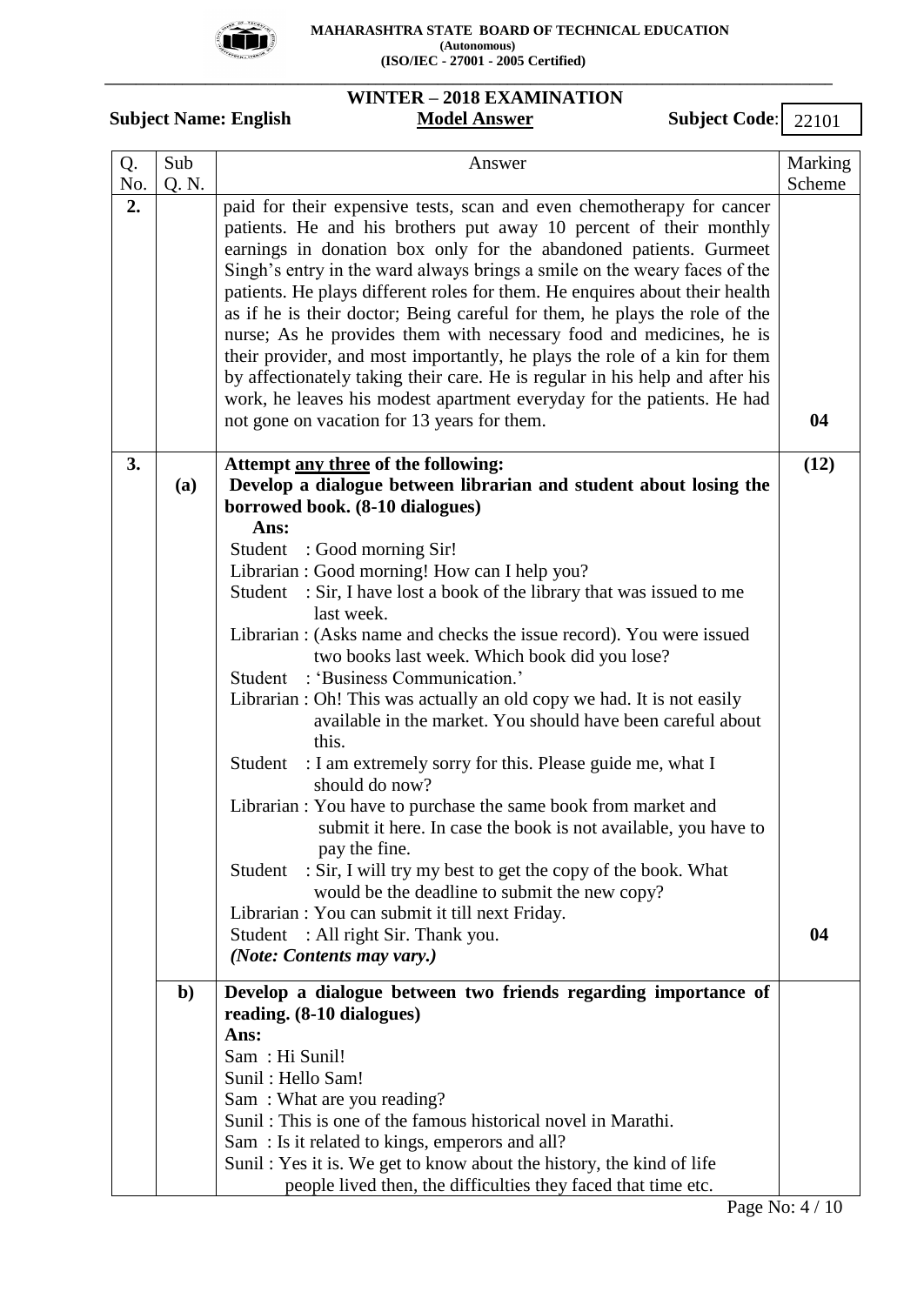| Q. No. | Sub Q. N. | Answer | Marking Scheme |
|---|---|---|---|
| **2.** | | paid for their expensive tests, scan and even chemotherapy for cancer patients. He and his brothers put away 10 percent of their monthly earnings in donation box only for the abandoned patients. Gurmeet Singh's entry in the ward always brings a smile on the weary faces of the patients. He plays different roles for them. He enquires about their health as if he is their doctor; Being careful for them, he plays the role of the nurse; As he provides them with necessary food and medicines, he is their provider, and most importantly, he plays the role of a kin for them by affectionately taking their care. He is regular in his help and after his work, he leaves his modest apartment everyday for the patients. He had not gone on vacation for 13 years for them. | **04** |
| **3.** | | **Attempt <u>any three</u> of the following:** | **(12)** |
| | **(a)** | **Develop a dialogue between librarian and student about losing the borrowed book. (8-10 dialogues)**<br>**Ans:**<br>Student : Good morning Sir!<br>Librarian : Good morning! How can I help you?<br>Student : Sir, I have lost a book of the library that was issued to me last week.<br>Librarian : (Asks name and checks the issue record). You were issued two books last week. Which book did you lose?<br>Student : 'Business Communication.'<br>Librarian : Oh! This was actually an old copy we had. It is not easily available in the market. You should have been careful about this.<br>Student : I am extremely sorry for this. Please guide me, what I should do now?<br>Librarian : You have to purchase the same book from market and submit it here. In case the book is not available, you have to pay the fine.<br>Student : Sir, I will try my best to get the copy of the book. What would be the deadline to submit the new copy?<br>Librarian : You can submit it till next Friday.<br>Student : All right Sir. Thank you.<br>*(Note: Contents may vary.)* | **04** |
| | **b)** | **Develop a dialogue between two friends regarding importance of reading. (8-10 dialogues)**<br>**Ans:**<br>Sam : Hi Sunil!<br>Sunil : Hello Sam!<br>Sam : What are you reading?<br>Sunil : This is one of the famous historical novel in Marathi.<br>Sam : Is it related to kings, emperors and all?<br>Sunil : Yes it is. We get to know about the history, the kind of life people lived then, the difficulties they faced that time etc. | |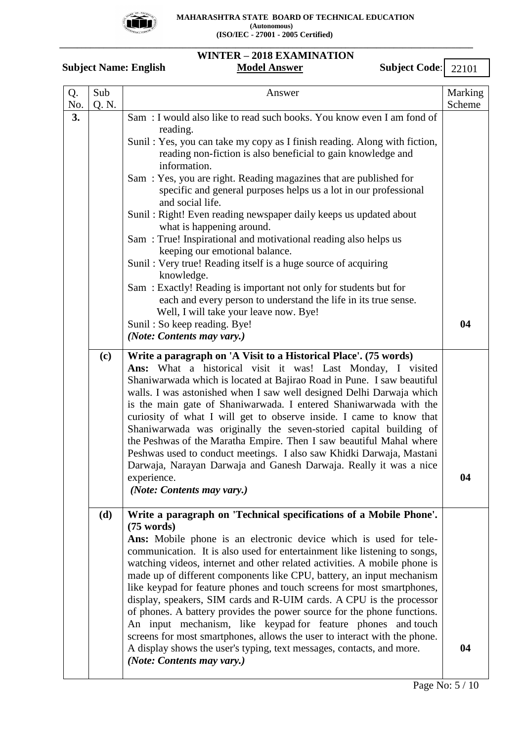**WINTER – 2018 EXAMINATION**

**Subject Name: English** **Model Answer** **Subject Code: 22101**

| Q. No. | Sub Q. N. | Answer | Marking Scheme |
|---|---|---|---|
| **3.** | | Sam : I would also like to read such books. You know even I am fond of reading.<br>Sunil : Yes, you can take my copy as I finish reading. Along with fiction, reading non-fiction is also beneficial to gain knowledge and information.<br>Sam : Yes, you are right. Reading magazines that are published for specific and general purposes helps us a lot in our professional and social life.<br>Sunil : Right! Even reading newspaper daily keeps us updated about what is happening around.<br>Sam : True! Inspirational and motivational reading also helps us keeping our emotional balance.<br>Sunil : Very true! Reading itself is a huge source of acquiring knowledge.<br>Sam : Exactly! Reading is important not only for students but for each and every person to understand the life in its true sense. Well, I will take your leave now. Bye!<br>Sunil : So keep reading. Bye!<br>*(Note: Contents may vary.)* | **04** |
| | **(c)** | **Write a paragraph on 'A Visit to a Historical Place'. (75 words)**<br>**Ans:** What a historical visit it was! Last Monday, I visited Shaniwarwada which is located at Bajirao Road in Pune. I saw beautiful walls. I was astonished when I saw well designed Delhi Darwaja which is the main gate of Shaniwarwada. I entered Shaniwarwada with the curiosity of what I will get to observe inside. I came to know that Shaniwarwada was originally the seven-storied capital building of the Peshwas of the Maratha Empire. Then I saw beautiful Mahal where Peshwas used to conduct meetings. I also saw Khidki Darwaja, Mastani Darwaja, Narayan Darwaja and Ganesh Darwaja. Really it was a nice experience.<br>*(Note: Contents may vary.)* | **04** |
| | **(d)** | **Write a paragraph on 'Technical specifications of a Mobile Phone'. (75 words)**<br>**Ans:** Mobile phone is an electronic device which is used for tele-communication. It is also used for entertainment like listening to songs, watching videos, internet and other related activities. A mobile phone is made up of different components like CPU, battery, an input mechanism like keypad for feature phones and touch screens for most smartphones, display, speakers, SIM cards and R-UIM cards. A CPU is the processor of phones. A battery provides the power source for the phone functions. An input mechanism, like keypad for feature phones and touch screens for most smartphones, allows the user to interact with the phone. A display shows the user's typing, text messages, contacts, and more.<br>*(Note: Contents may vary.)* | **04** |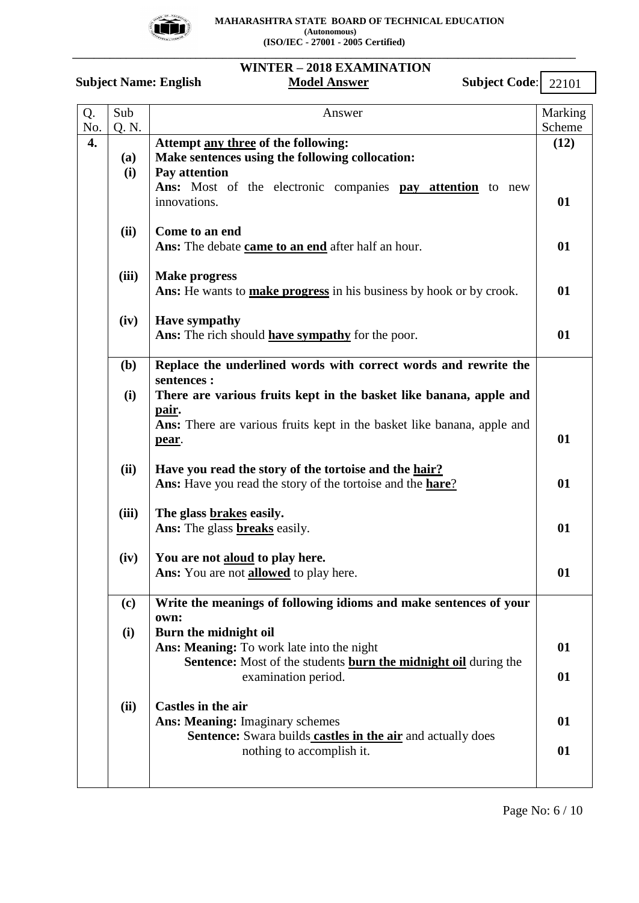**MAHARASHTRA STATE BOARD OF TECHNICAL EDUCATION**
**(Autonomous)**
**(ISO/IEC - 27001 - 2005 Certified)**

**WINTER – 2018 EXAMINATION**

**Subject Name: English** **Model Answer** **Subject Code: 22101**

| Q. No. | Sub Q. N. | Answer | Marking Scheme |
|---|---|---|---|
| **4.** | | **Attempt any three of the following:** | **(12)** |
| | **(a)** | **Make sentences using the following collocation:** | |
| | **(i)** | **Pay attention**<br>**Ans:** Most of the electronic companies **pay attention** to new innovations. | **01** |
| | **(ii)** | **Come to an end**<br>**Ans:** The debate **came to an end** after half an hour. | **01** |
| | **(iii)** | **Make progress**<br>**Ans:** He wants to **make progress** in his business by hook or by crook. | **01** |
| | **(iv)** | **Have sympathy**<br>**Ans:** The rich should **have sympathy** for the poor. | **01** |
| | **(b)** | **Replace the underlined words with correct words and rewrite the sentences :** | |
| | **(i)** | **There are various fruits kept in the basket like banana, apple and pair.**<br>**Ans:** There are various fruits kept in the basket like banana, apple and pear. | **01** |
| | **(ii)** | **Have you read the story of the tortoise and the hair?**<br>**Ans:** Have you read the story of the tortoise and the **hare**? | **01** |
| | **(iii)** | **The glass brakes easily.**<br>**Ans:** The glass **breaks** easily. | **01** |
| | **(iv)** | **You are not aloud to play here.**<br>**Ans:** You are not **allowed** to play here. | **01** |
| | **(c)** | **Write the meanings of following idioms and make sentences of your own:** | |
| | **(i)** | **Burn the midnight oil**<br>**Ans: Meaning:** To work late into the night<br>**Sentence:** Most of the students **burn the midnight oil** during the examination period. | **01**<br>**01** |
| | **(ii)** | **Castles in the air**<br>**Ans: Meaning:** Imaginary schemes<br>**Sentence:** Swara builds **castles in the air** and actually does nothing to accomplish it. | **01**<br>**01** |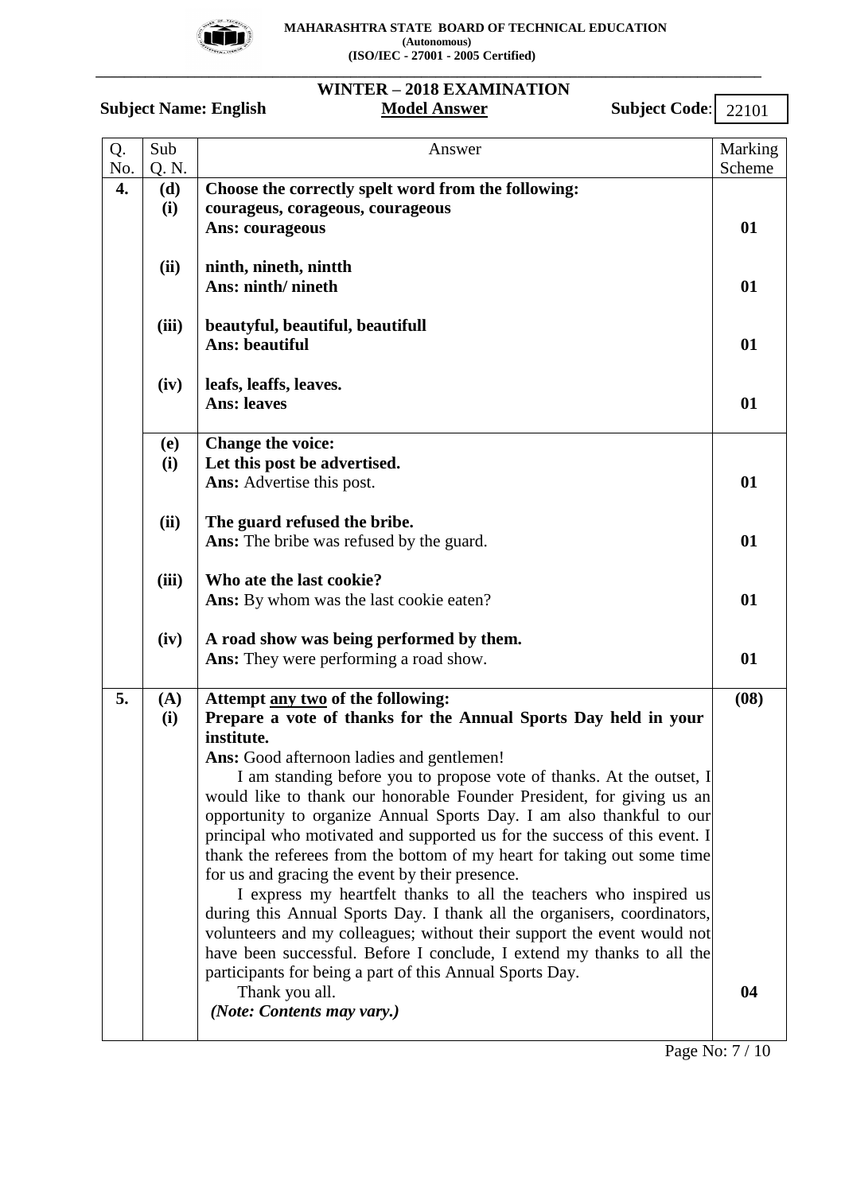**MAHARASHTRA STATE BOARD OF TECHNICAL EDUCATION**
**(Autonomous)**
**(ISO/IEC - 27001 - 2005 Certified)**

**WINTER – 2018 EXAMINATION**

**Subject Name: English** **Model Answer** **Subject Code: 22101**

| Q. No. | Sub Q. N. | Answer | Marking Scheme |
|---|---|---|---|
| **4.** | **(d)** | **Choose the correctly spelt word from the following:** | |
| | **(i)** | **courageus, corageous, courageous**<br>**Ans: courageous** | **01** |
| | **(ii)** | **ninth, nineth, nintth**<br>**Ans: ninth/ nineth** | **01** |
| | **(iii)** | **beautyful, beautiful, beautifull**<br>**Ans: beautiful** | **01** |
| | **(iv)** | **leafs, leaffs, leaves.**<br>**Ans: leaves** | **01** |
| | **(e)** | **Change the voice:** | |
| | **(i)** | **Let this post be advertised.**<br>**Ans:** Advertise this post. | **01** |
| | **(ii)** | **The guard refused the bribe.**<br>**Ans:** The bribe was refused by the guard. | **01** |
| | **(iii)** | **Who ate the last cookie?**<br>**Ans:** By whom was the last cookie eaten? | **01** |
| | **(iv)** | **A road show was being performed by them.**<br>**Ans:** They were performing a road show. | **01** |
| **5.** | **(A)** | **Attempt any two of the following:** | **(08)** |
| | **(i)** | **Prepare a vote of thanks for the Annual Sports Day held in your institute.**<br>**Ans:** Good afternoon ladies and gentlemen!<br>I am standing before you to propose vote of thanks. At the outset, I would like to thank our honorable Founder President, for giving us an opportunity to organize Annual Sports Day. I am also thankful to our principal who motivated and supported us for the success of this event. I thank the referees from the bottom of my heart for taking out some time for us and gracing the event by their presence.<br>I express my heartfelt thanks to all the teachers who inspired us during this Annual Sports Day. I thank all the organisers, coordinators, volunteers and my colleagues; without their support the event would not have been successful. Before I conclude, I extend my thanks to all the participants for being a part of this Annual Sports Day.<br>Thank you all.<br>*(Note: Contents may vary.)* | **04** |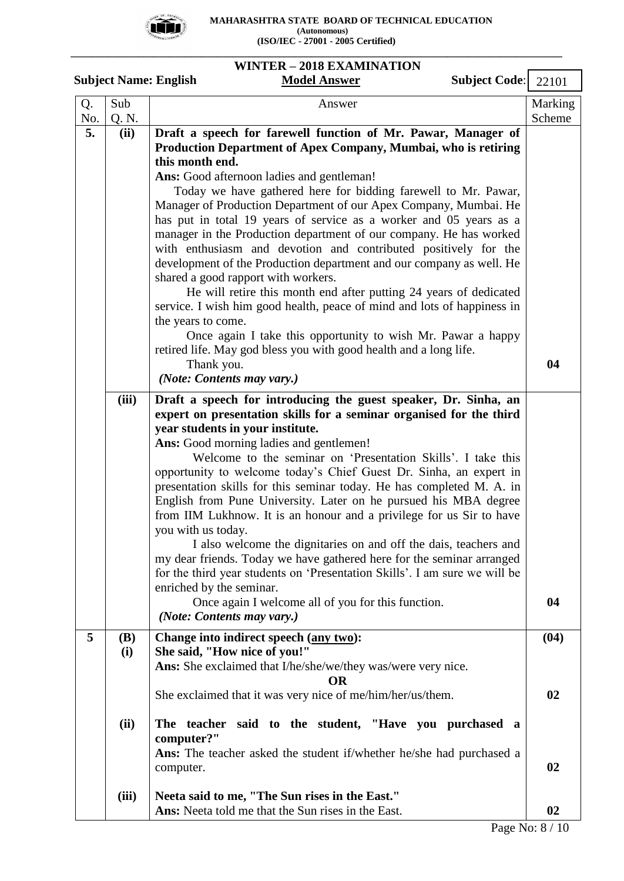MAHARASHTRA STATE BOARD OF TECHNICAL EDUCATION
(Autonomous)
(ISO/IEC - 27001 - 2005 Certified)

**WINTER – 2018 EXAMINATION**

**Subject Name: English** **Model Answer** **Subject Code: 22101**

| Q. No. | Sub Q. N. | Answer | Marking Scheme |
|---|---|---|---|
| **5.** | **(ii)** | **Draft a speech for farewell function of Mr. Pawar, Manager of Production Department of Apex Company, Mumbai, who is retiring this month end.**<br>**Ans:** Good afternoon ladies and gentleman!<br>Today we have gathered here for bidding farewell to Mr. Pawar, Manager of Production Department of our Apex Company, Mumbai. He has put in total 19 years of service as a worker and 05 years as a manager in the Production department of our company. He has worked with enthusiasm and devotion and contributed positively for the development of the Production department and our company as well. He shared a good rapport with workers.<br>He will retire this month end after putting 24 years of dedicated service. I wish him good health, peace of mind and lots of happiness in the years to come.<br>Once again I take this opportunity to wish Mr. Pawar a happy retired life. May god bless you with good health and a long life.<br>Thank you.<br>*(Note: Contents may vary.)* | **04** |
| | **(iii)** | **Draft a speech for introducing the guest speaker, Dr. Sinha, an expert on presentation skills for a seminar organised for the third year students in your institute.**<br>**Ans:** Good morning ladies and gentlemen!<br>Welcome to the seminar on 'Presentation Skills'. I take this opportunity to welcome today's Chief Guest Dr. Sinha, an expert in presentation skills for this seminar today. He has completed M. A. in English from Pune University. Later on he pursued his MBA degree from IIM Lukhnow. It is an honour and a privilege for us Sir to have you with us today.<br>I also welcome the dignitaries on and off the dais, teachers and my dear friends. Today we have gathered here for the seminar arranged for the third year students on 'Presentation Skills'. I am sure we will be enriched by the seminar.<br>Once again I welcome all of you for this function.<br>*(Note: Contents may vary.)* | **04** |
| **5** | **(B)** | **Change into indirect speech (any two):** | **(04)** |
| | **(i)** | **She said, "How nice of you!"**<br>**Ans:** She exclaimed that I/he/she/we/they was/were very nice.<br>**OR**<br>She exclaimed that it was very nice of me/him/her/us/them. | **02** |
| | **(ii)** | **The teacher said to the student, "Have you purchased a computer?"**<br>**Ans:** The teacher asked the student if/whether he/she had purchased a computer. | **02** |
| | **(iii)** | **Neeta said to me, "The Sun rises in the East."**<br>**Ans:** Neeta told me that the Sun rises in the East. | **02** |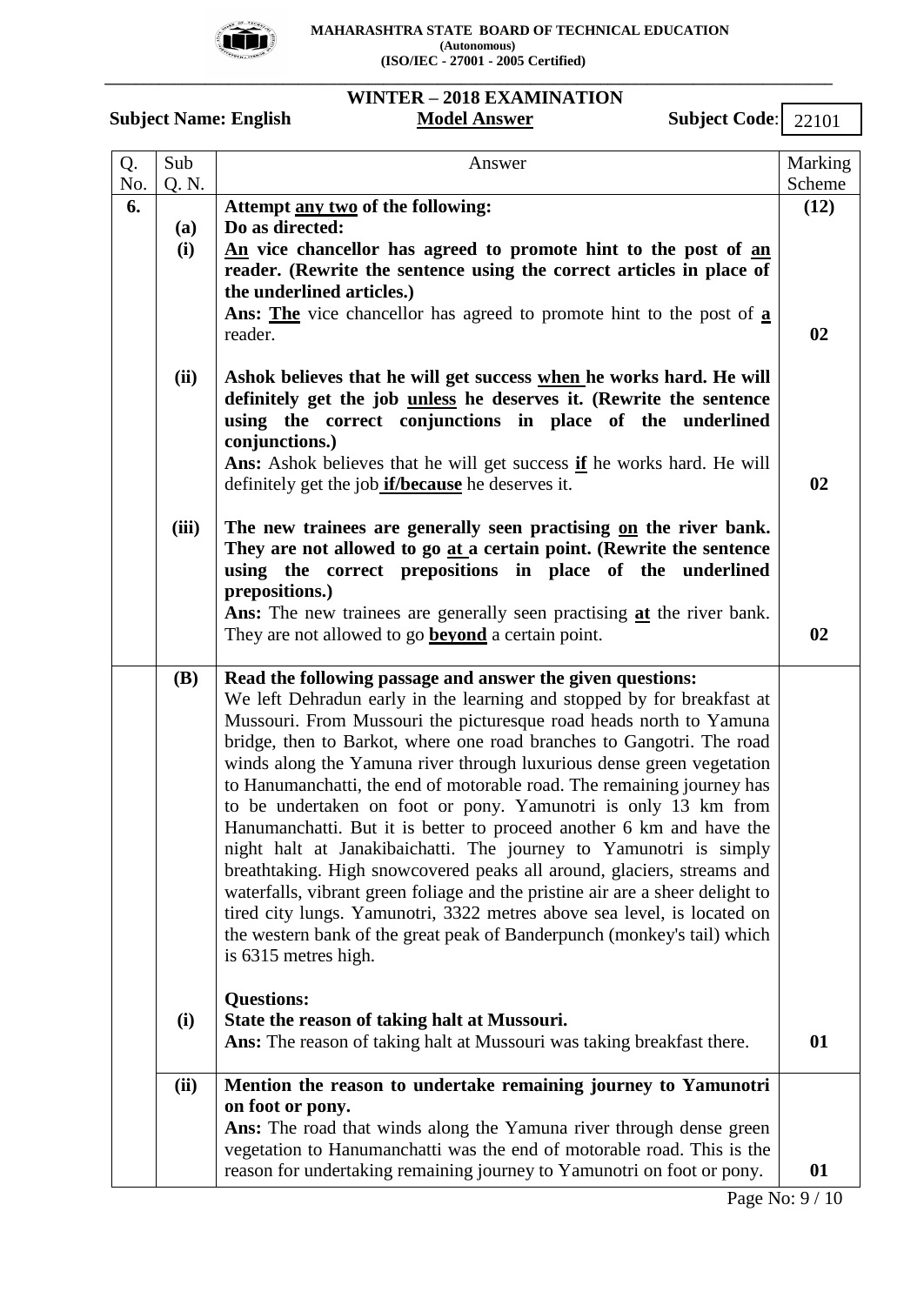**MAHARASHTRA STATE BOARD OF TECHNICAL EDUCATION**
**(Autonomous)**
**(ISO/IEC - 27001 - 2005 Certified)**

## WINTER – 2018 EXAMINATION

**Subject Name: English** **Model Answer** **Subject Code:** 22101

| Q. No. | Sub Q. N. | Answer | Marking Scheme |
|---|---|---|---|
| **6.** | | **Attempt <u>any two</u> of the following:** | **(12)** |
| | **(a)** | **Do as directed:** | |
| | **(i)** | **<u>An</u> vice chancellor has agreed to promote hint to the post of <u>an</u> reader. (Rewrite the sentence using the correct articles in place of the underlined articles.)**<br>**Ans:** **<u>The</u>** vice chancellor has agreed to promote hint to the post of **<u>a</u>** reader. | **02** |
| | **(ii)** | **Ashok believes that he will get success <u>when</u> he works hard. He will definitely get the job <u>unless</u> he deserves it. (Rewrite the sentence using the correct conjunctions in place of the underlined conjunctions.)**<br>**Ans:** Ashok believes that he will get success **<u>if</u>** he works hard. He will definitely get the job **<u>if/because</u>** he deserves it. | **02** |
| | **(iii)** | **The new trainees are generally seen practising <u>on</u> the river bank. They are not allowed to go <u>at</u> a certain point. (Rewrite the sentence using the correct prepositions in place of the underlined prepositions.)**<br>**Ans:** The new trainees are generally seen practising **<u>at</u>** the river bank. They are not allowed to go **<u>beyond</u>** a certain point. | **02** |
| | **(B)** | **Read the following passage and answer the given questions:**<br>We left Dehradun early in the learning and stopped by for breakfast at Mussouri. From Mussouri the picturesque road heads north to Yamuna bridge, then to Barkot, where one road branches to Gangotri. The road winds along the Yamuna river through luxurious dense green vegetation to Hanumanchatti, the end of motorable road. The remaining journey has to be undertaken on foot or pony. Yamunotri is only 13 km from Hanumanchatti. But it is better to proceed another 6 km and have the night halt at Janakibaichatti. The journey to Yamunotri is simply breathtaking. High snowcovered peaks all around, glaciers, streams and waterfalls, vibrant green foliage and the pristine air are a sheer delight to tired city lungs. Yamunotri, 3322 metres above sea level, is located on the western bank of the great peak of Banderpunch (monkey's tail) which is 6315 metres high.<br><br>**Questions:** | |
| | **(i)** | **State the reason of taking halt at Mussouri.**<br>**Ans:** The reason of taking halt at Mussouri was taking breakfast there. | **01** |
| | **(ii)** | **Mention the reason to undertake remaining journey to Yamunotri on foot or pony.**<br>**Ans:** The road that winds along the Yamuna river through dense green vegetation to Hanumanchatti was the end of motorable road. This is the reason for undertaking remaining journey to Yamunotri on foot or pony. | **01** |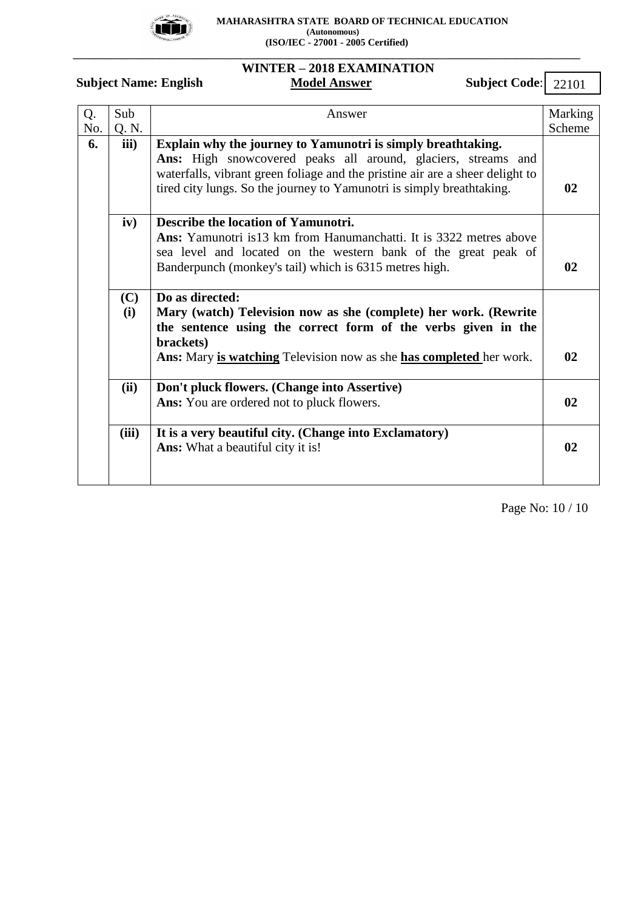| Q. No. | Sub Q. N. | Answer | Marking Scheme |
|---|---|---|---|
| **6.** | **iii)** | **Explain why the journey to Yamunotri is simply breathtaking.**<br>**Ans:** High snowcovered peaks all around, glaciers, streams and waterfalls, vibrant green foliage and the pristine air are a sheer delight to tired city lungs. So the journey to Yamunotri is simply breathtaking. | **02** |
| | **iv)** | **Describe the location of Yamunotri.**<br>**Ans:** Yamunotri is13 km from Hanumanchatti. It is 3322 metres above sea level and located on the western bank of the great peak of Banderpunch (monkey's tail) which is 6315 metres high. | **02** |
| | **(C)**<br>**(i)** | **Do as directed:**<br>**Mary (watch) Television now as she (complete) her work. (Rewrite the sentence using the correct form of the verbs given in the brackets)**<br>**Ans:** Mary **<u>is watching</u>** Television now as she **<u>has completed</u>** her work. | **02** |
| | **(ii)** | **Don't pluck flowers. (Change into Assertive)**<br>**Ans:** You are ordered not to pluck flowers. | **02** |
| | **(iii)** | **It is a very beautiful city. (Change into Exclamatory)**<br>**Ans:** What a beautiful city it is! | **02** |